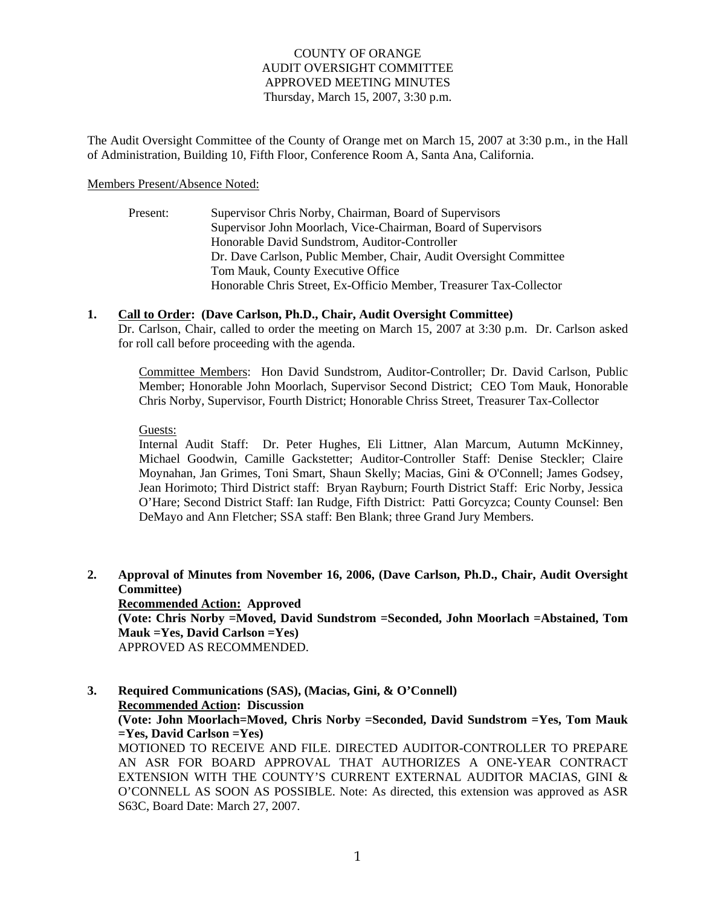COUNTY OF ORANGE
AUDIT OVERSIGHT COMMITTEE
APPROVED MEETING MINUTES
Thursday, March 15, 2007, 3:30 p.m.

The Audit Oversight Committee of the County of Orange met on March 15, 2007 at 3:30 p.m., in the Hall of Administration, Building 10, Fifth Floor, Conference Room A, Santa Ana, California.

Members Present/Absence Noted:

Present:
- Supervisor Chris Norby, Chairman, Board of Supervisors
- Supervisor John Moorlach, Vice-Chairman, Board of Supervisors
- Honorable David Sundstrom, Auditor-Controller
- Dr. Dave Carlson, Public Member, Chair, Audit Oversight Committee
- Tom Mauk, County Executive Office
- Honorable Chris Street, Ex-Officio Member, Treasurer Tax-Collector

**1. Call to Order: (Dave Carlson, Ph.D., Chair, Audit Oversight Committee)**

Dr. Carlson, Chair, called to order the meeting on March 15, 2007 at 3:30 p.m. Dr. Carlson asked for roll call before proceeding with the agenda.

Committee Members: Hon David Sundstrom, Auditor-Controller; Dr. David Carlson, Public Member; Honorable John Moorlach, Supervisor Second District; CEO Tom Mauk, Honorable Chris Norby, Supervisor, Fourth District; Honorable Chriss Street, Treasurer Tax-Collector

Guests:
Internal Audit Staff: Dr. Peter Hughes, Eli Littner, Alan Marcum, Autumn McKinney, Michael Goodwin, Camille Gackstetter; Auditor-Controller Staff: Denise Steckler; Claire Moynahan, Jan Grimes, Toni Smart, Shaun Skelly; Macias, Gini & O'Connell; James Godsey, Jean Horimoto; Third District staff: Bryan Rayburn; Fourth District Staff: Eric Norby, Jessica O'Hare; Second District Staff: Ian Rudge, Fifth District: Patti Gorczyzca; County Counsel: Ben DeMayo and Ann Fletcher; SSA staff: Ben Blank; three Grand Jury Members.

**2. Approval of Minutes from November 16, 2006, (Dave Carlson, Ph.D., Chair, Audit Oversight Committee)**

**Recommended Action: Approved**

**(Vote: Chris Norby =Moved, David Sundstrom =Seconded, John Moorlach =Abstained, Tom Mauk =Yes, David Carlson =Yes)**

APPROVED AS RECOMMENDED.

**3. Required Communications (SAS), (Macias, Gini, & O'Connell)**

**Recommended Action: Discussion**

**(Vote: John Moorlach=Moved, Chris Norby =Seconded, David Sundstrom =Yes, Tom Mauk =Yes, David Carlson =Yes)**

MOTIONED TO RECEIVE AND FILE. DIRECTED AUDITOR-CONTROLLER TO PREPARE AN ASR FOR BOARD APPROVAL THAT AUTHORIZES A ONE-YEAR CONTRACT EXTENSION WITH THE COUNTY'S CURRENT EXTERNAL AUDITOR MACIAS, GINI & O'CONNELL AS SOON AS POSSIBLE. Note: As directed, this extension was approved as ASR S63C, Board Date: March 27, 2007.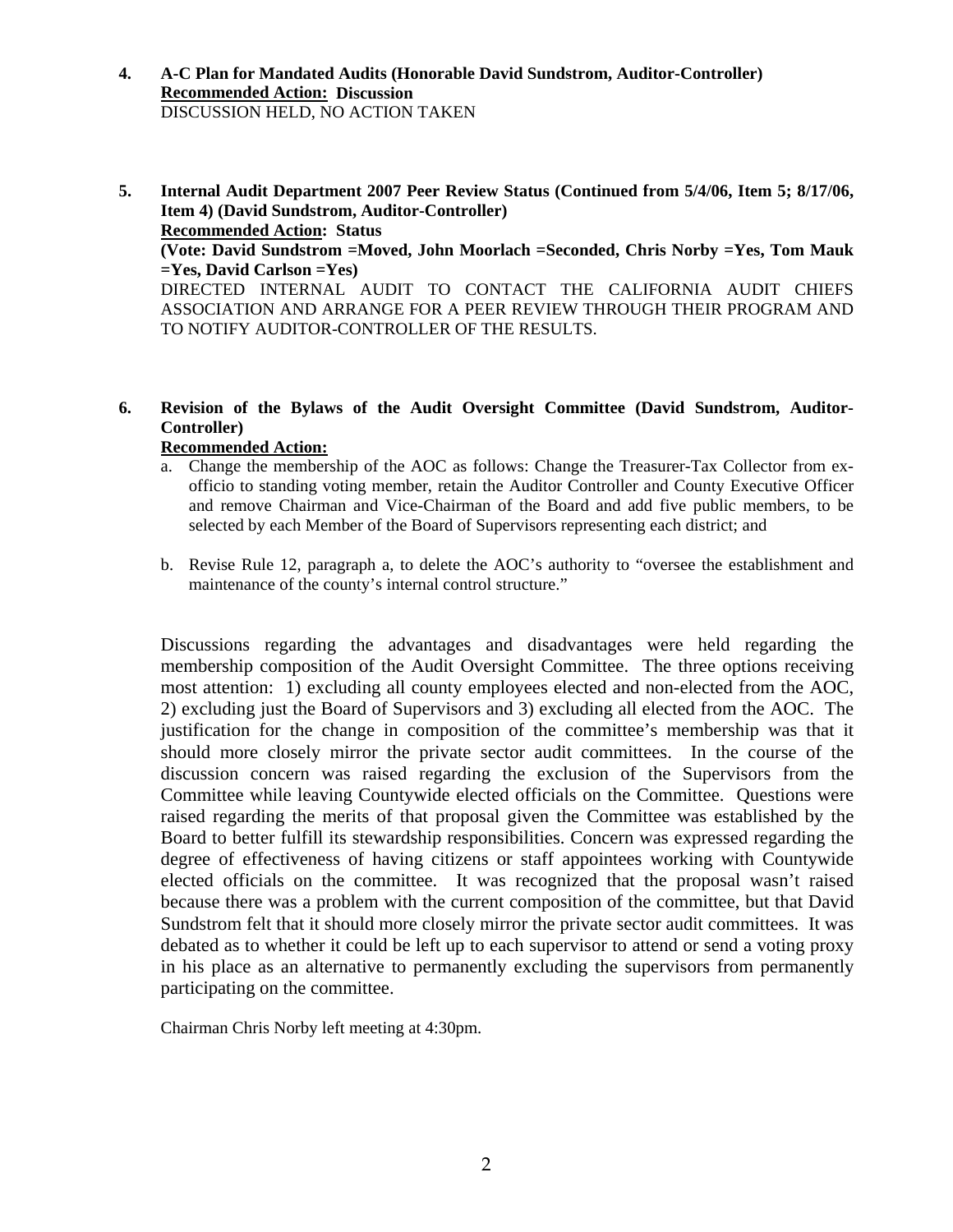**4. A-C Plan for Mandated Audits (Honorable David Sundstrom, Auditor-Controller)**
**<u>Recommended Action:</u> Discussion**
DISCUSSION HELD, NO ACTION TAKEN

**5. Internal Audit Department 2007 Peer Review Status (Continued from 5/4/06, Item 5; 8/17/06, Item 4) (David Sundstrom, Auditor-Controller)**
**<u>Recommended Action</u>: Status**
**(Vote: David Sundstrom =Moved, John Moorlach =Seconded, Chris Norby =Yes, Tom Mauk =Yes, David Carlson =Yes)**
DIRECTED INTERNAL AUDIT TO CONTACT THE CALIFORNIA AUDIT CHIEFS ASSOCIATION AND ARRANGE FOR A PEER REVIEW THROUGH THEIR PROGRAM AND TO NOTIFY AUDITOR-CONTROLLER OF THE RESULTS.

**6. Revision of the Bylaws of the Audit Oversight Committee (David Sundstrom, Auditor-Controller)**
**<u>Recommended Action:</u>**

a. Change the membership of the AOC as follows: Change the Treasurer-Tax Collector from ex-officio to standing voting member, retain the Auditor Controller and County Executive Officer and remove Chairman and Vice-Chairman of the Board and add five public members, to be selected by each Member of the Board of Supervisors representing each district; and

b. Revise Rule 12, paragraph a, to delete the AOC's authority to "oversee the establishment and maintenance of the county's internal control structure."

Discussions regarding the advantages and disadvantages were held regarding the membership composition of the Audit Oversight Committee. The three options receiving most attention: 1) excluding all county employees elected and non-elected from the AOC, 2) excluding just the Board of Supervisors and 3) excluding all elected from the AOC. The justification for the change in composition of the committee's membership was that it should more closely mirror the private sector audit committees. In the course of the discussion concern was raised regarding the exclusion of the Supervisors from the Committee while leaving Countywide elected officials on the Committee. Questions were raised regarding the merits of that proposal given the Committee was established by the Board to better fulfill its stewardship responsibilities. Concern was expressed regarding the degree of effectiveness of having citizens or staff appointees working with Countywide elected officials on the committee. It was recognized that the proposal wasn't raised because there was a problem with the current composition of the committee, but that David Sundstrom felt that it should more closely mirror the private sector audit committees. It was debated as to whether it could be left up to each supervisor to attend or send a voting proxy in his place as an alternative to permanently excluding the supervisors from permanently participating on the committee.

Chairman Chris Norby left meeting at 4:30pm.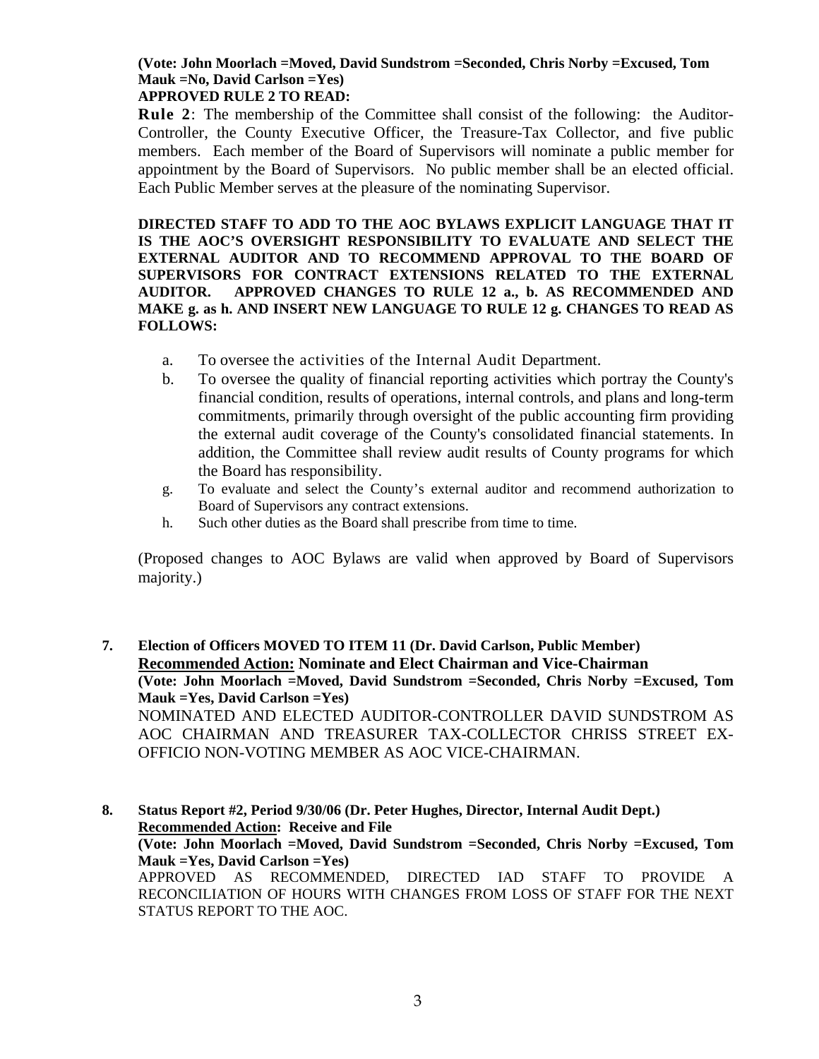**(Vote: John Moorlach =Moved, David Sundstrom =Seconded, Chris Norby =Excused, Tom Mauk =No, David Carlson =Yes)**
**APPROVED RULE 2 TO READ:**

**Rule 2**: The membership of the Committee shall consist of the following: the Auditor-Controller, the County Executive Officer, the Treasure-Tax Collector, and five public members. Each member of the Board of Supervisors will nominate a public member for appointment by the Board of Supervisors. No public member shall be an elected official. Each Public Member serves at the pleasure of the nominating Supervisor.

**DIRECTED STAFF TO ADD TO THE AOC BYLAWS EXPLICIT LANGUAGE THAT IT IS THE AOC'S OVERSIGHT RESPONSIBILITY TO EVALUATE AND SELECT THE EXTERNAL AUDITOR AND TO RECOMMEND APPROVAL TO THE BOARD OF SUPERVISORS FOR CONTRACT EXTENSIONS RELATED TO THE EXTERNAL AUDITOR. APPROVED CHANGES TO RULE 12 a., b. AS RECOMMENDED AND MAKE g. as h. AND INSERT NEW LANGUAGE TO RULE 12 g. CHANGES TO READ AS FOLLOWS:**

a. To oversee the activities of the Internal Audit Department.

b. To oversee the quality of financial reporting activities which portray the County's financial condition, results of operations, internal controls, and plans and long-term commitments, primarily through oversight of the public accounting firm providing the external audit coverage of the County's consolidated financial statements. In addition, the Committee shall review audit results of County programs for which the Board has responsibility.

g. To evaluate and select the County's external auditor and recommend authorization to Board of Supervisors any contract extensions.

h. Such other duties as the Board shall prescribe from time to time.

(Proposed changes to AOC Bylaws are valid when approved by Board of Supervisors majority.)

**7. Election of Officers MOVED TO ITEM 11 (Dr. David Carlson, Public Member)**
**<u>Recommended Action:</u> Nominate and Elect Chairman and Vice-Chairman**
**(Vote: John Moorlach =Moved, David Sundstrom =Seconded, Chris Norby =Excused, Tom Mauk =Yes, David Carlson =Yes)**
NOMINATED AND ELECTED AUDITOR-CONTROLLER DAVID SUNDSTROM AS AOC CHAIRMAN AND TREASURER TAX-COLLECTOR CHRISS STREET EX-OFFICIO NON-VOTING MEMBER AS AOC VICE-CHAIRMAN.

**8. Status Report #2, Period 9/30/06 (Dr. Peter Hughes, Director, Internal Audit Dept.)**
**<u>Recommended Action</u>: Receive and File**
**(Vote: John Moorlach =Moved, David Sundstrom =Seconded, Chris Norby =Excused, Tom Mauk =Yes, David Carlson =Yes)**
APPROVED AS RECOMMENDED, DIRECTED IAD STAFF TO PROVIDE A RECONCILIATION OF HOURS WITH CHANGES FROM LOSS OF STAFF FOR THE NEXT STATUS REPORT TO THE AOC.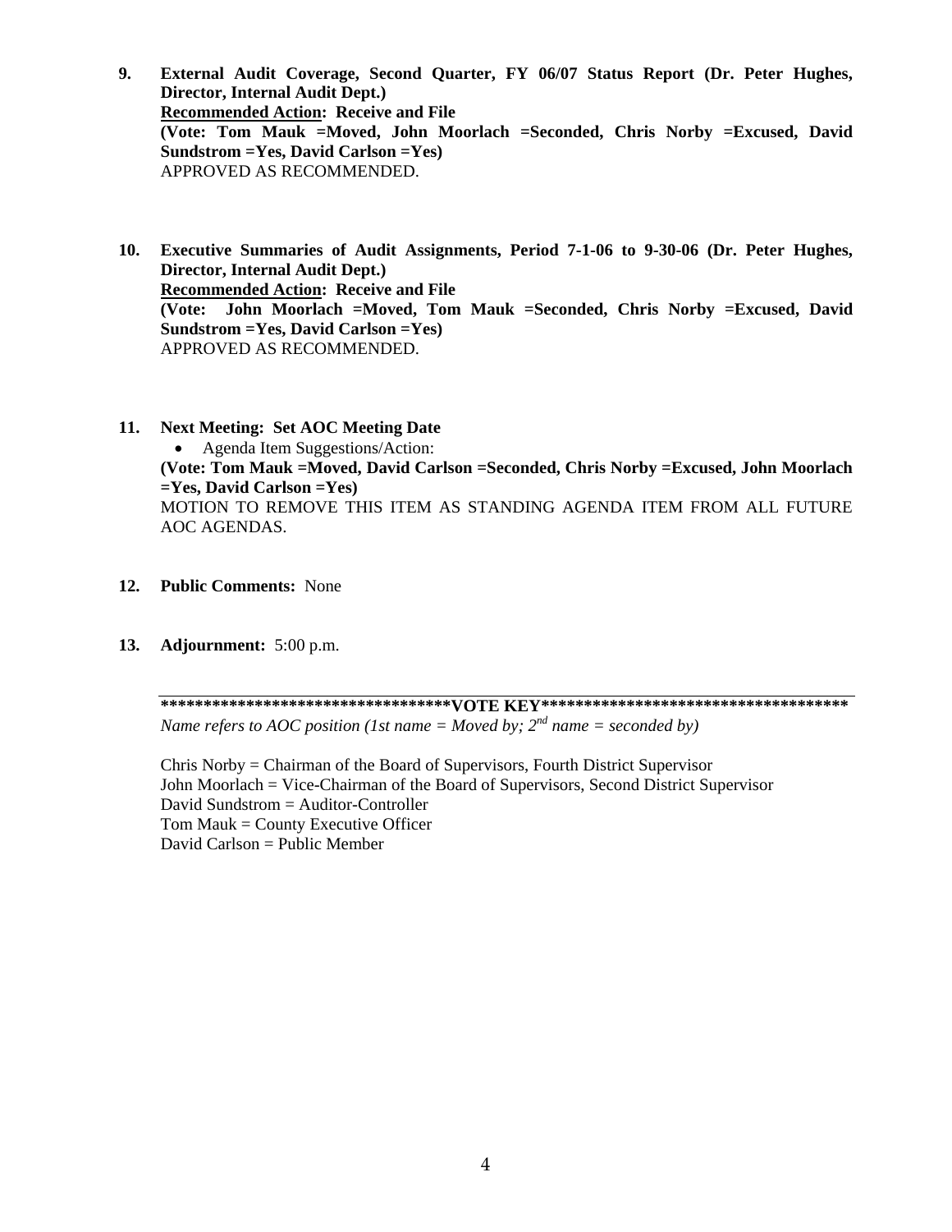9. **External Audit Coverage, Second Quarter, FY 06/07 Status Report (Dr. Peter Hughes, Director, Internal Audit Dept.)**
   **Recommended Action: Receive and File**
   **(Vote: Tom Mauk =Moved, John Moorlach =Seconded, Chris Norby =Excused, David Sundstrom =Yes, David Carlson =Yes)**
   APPROVED AS RECOMMENDED.

10. **Executive Summaries of Audit Assignments, Period 7-1-06 to 9-30-06 (Dr. Peter Hughes, Director, Internal Audit Dept.)**
    **Recommended Action: Receive and File**
    **(Vote: John Moorlach =Moved, Tom Mauk =Seconded, Chris Norby =Excused, David Sundstrom =Yes, David Carlson =Yes)**
    APPROVED AS RECOMMENDED.

11. **Next Meeting: Set AOC Meeting Date**
    - Agenda Item Suggestions/Action:

    **(Vote: Tom Mauk =Moved, David Carlson =Seconded, Chris Norby =Excused, John Moorlach =Yes, David Carlson =Yes)**
    MOTION TO REMOVE THIS ITEM AS STANDING AGENDA ITEM FROM ALL FUTURE AOC AGENDAS.

12. **Public Comments:** None

13. **Adjournment:** 5:00 p.m.

---

**\*\*\*\*\*\*\*\*\*\*\*\*\*\*\*\*\*\*\*\*\*\*\*\*\*\*\*\*\*\*\*\*\*\*\*VOTE KEY\*\*\*\*\*\*\*\*\*\*\*\*\*\*\*\*\*\*\*\*\*\*\*\*\*\*\*\*\*\*\*\*\*\*\*\*\***

*Name refers to AOC position (1st name = Moved by; 2nd name = seconded by)*

Chris Norby = Chairman of the Board of Supervisors, Fourth District Supervisor
John Moorlach = Vice-Chairman of the Board of Supervisors, Second District Supervisor
David Sundstrom = Auditor-Controller
Tom Mauk = County Executive Officer
David Carlson = Public Member